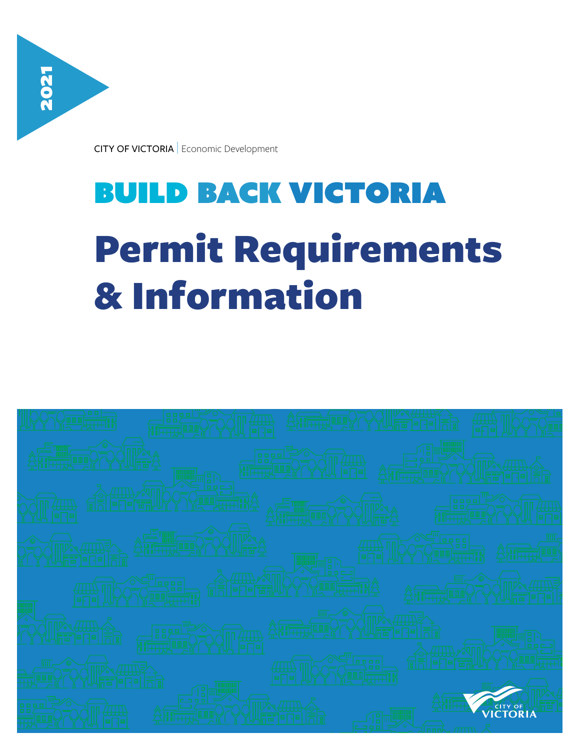2021

CITY OF VICTORIA | Economic Development

# BUILD BACK VICTORIA

# Permit Requirements & Information

CITY OF VICTORIA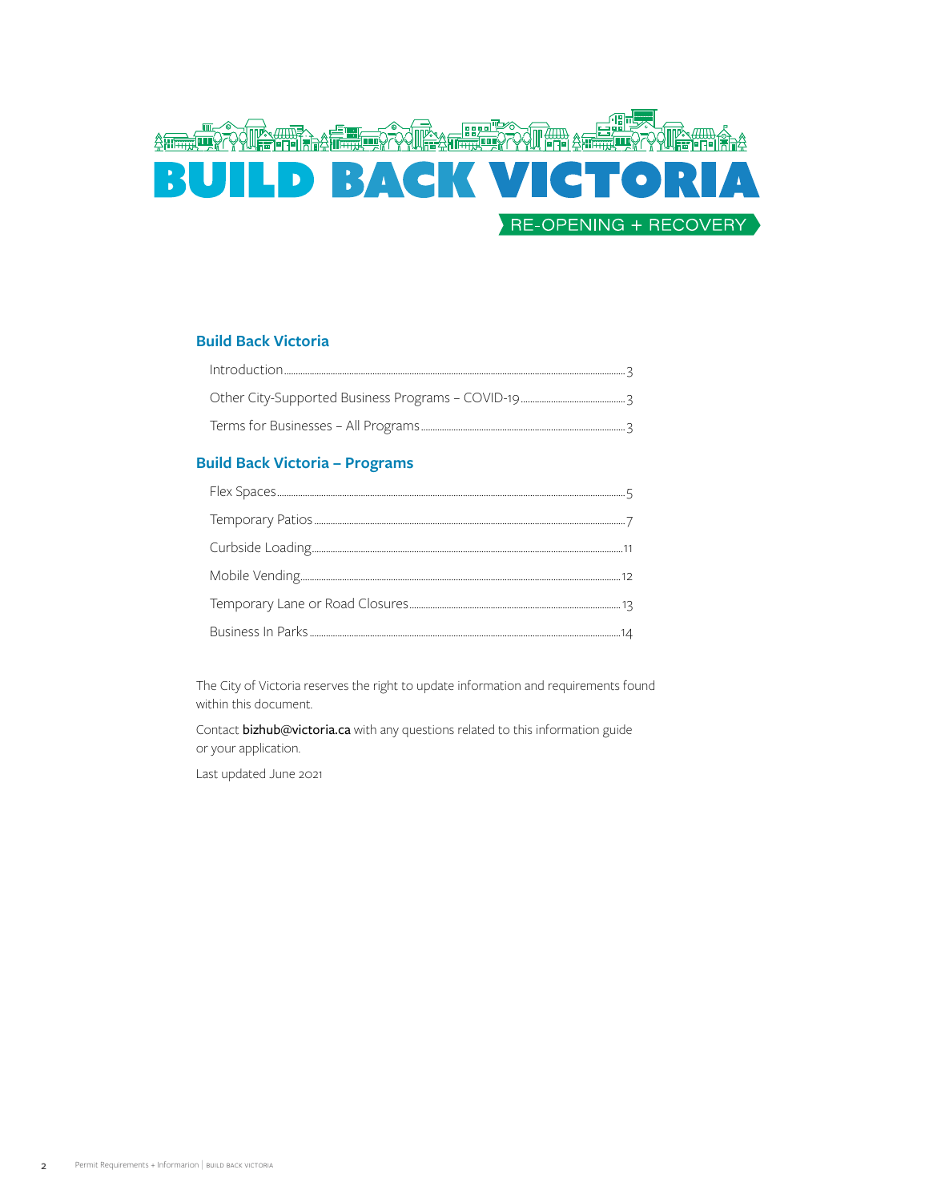# BUILD BACK VICTORIA

RE-OPENING + RECOVERY

## Build Back Victoria

| | |
|---|---|
| Introduction | 3 |
| Other City-Supported Business Programs – COVID-19 | 3 |
| Terms for Businesses – All Programs | 3 |

## Build Back Victoria – Programs

| | |
|---|---|
| Flex Spaces | 5 |
| Temporary Patios | 7 |
| Curbside Loading | 11 |
| Mobile Vending | 12 |
| Temporary Lane or Road Closures | 13 |
| Business In Parks | 14 |

The City of Victoria reserves the right to update information and requirements found within this document.

Contact **bizhub@victoria.ca** with any questions related to this information guide or your application.

Last updated June 2021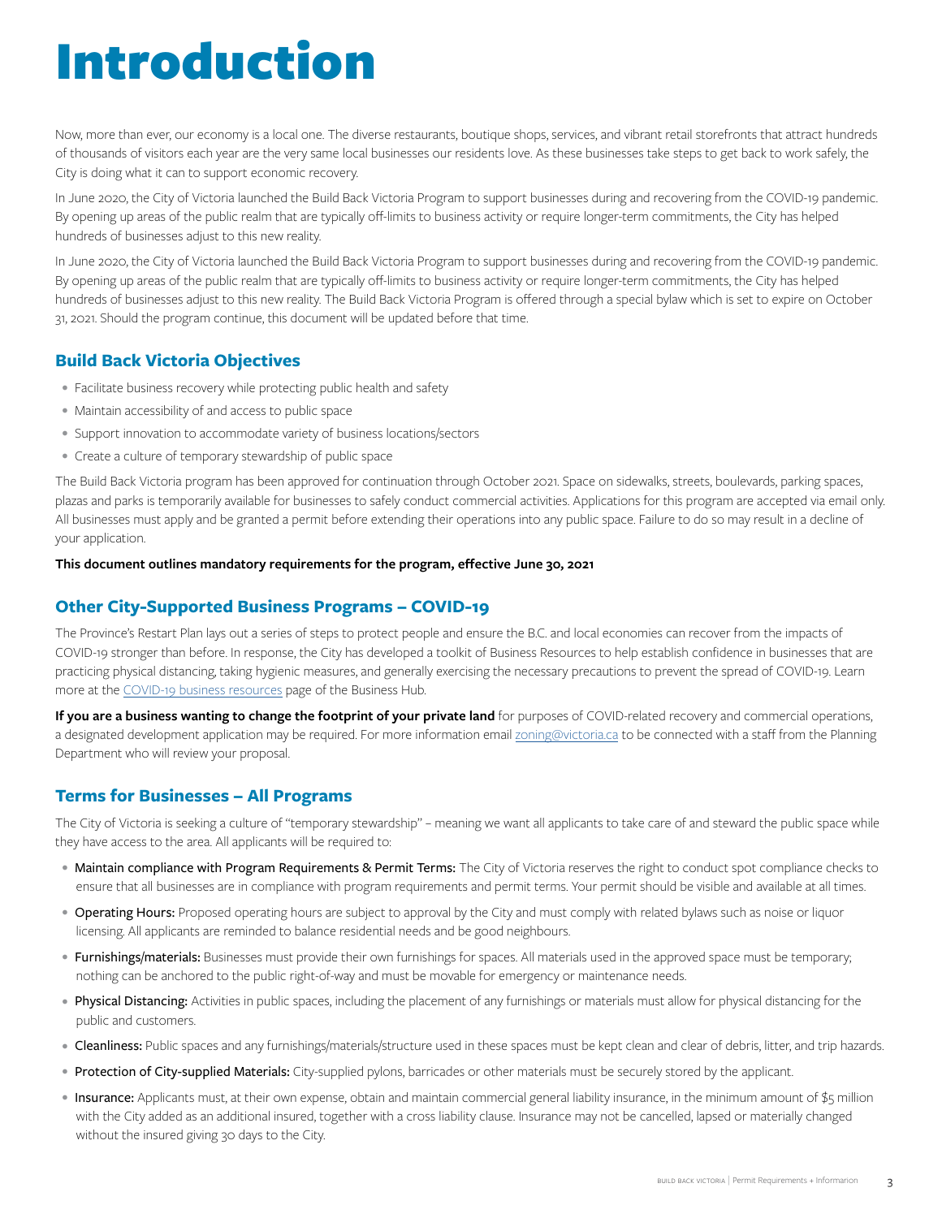# Introduction

Now, more than ever, our economy is a local one. The diverse restaurants, boutique shops, services, and vibrant retail storefronts that attract hundreds of thousands of visitors each year are the very same local businesses our residents love. As these businesses take steps to get back to work safely, the City is doing what it can to support economic recovery.

In June 2020, the City of Victoria launched the Build Back Victoria Program to support businesses during and recovering from the COVID-19 pandemic. By opening up areas of the public realm that are typically off-limits to business activity or require longer-term commitments, the City has helped hundreds of businesses adjust to this new reality.

In June 2020, the City of Victoria launched the Build Back Victoria Program to support businesses during and recovering from the COVID-19 pandemic. By opening up areas of the public realm that are typically off-limits to business activity or require longer-term commitments, the City has helped hundreds of businesses adjust to this new reality. The Build Back Victoria Program is offered through a special bylaw which is set to expire on October 31, 2021. Should the program continue, this document will be updated before that time.

## Build Back Victoria Objectives

- Facilitate business recovery while protecting public health and safety
- Maintain accessibility of and access to public space
- Support innovation to accommodate variety of business locations/sectors
- Create a culture of temporary stewardship of public space

The Build Back Victoria program has been approved for continuation through October 2021. Space on sidewalks, streets, boulevards, parking spaces, plazas and parks is temporarily available for businesses to safely conduct commercial activities. Applications for this program are accepted via email only. All businesses must apply and be granted a permit before extending their operations into any public space. Failure to do so may result in a decline of your application.

**This document outlines mandatory requirements for the program, effective June 30, 2021**

## Other City-Supported Business Programs – COVID-19

The Province's Restart Plan lays out a series of steps to protect people and ensure the B.C. and local economies can recover from the impacts of COVID-19 stronger than before. In response, the City has developed a toolkit of Business Resources to help establish confidence in businesses that are practicing physical distancing, taking hygienic measures, and generally exercising the necessary precautions to prevent the spread of COVID-19. Learn more at the COVID-19 business resources page of the Business Hub.

**If you are a business wanting to change the footprint of your private land** for purposes of COVID-related recovery and commercial operations, a designated development application may be required. For more information email zoning@victoria.ca to be connected with a staff from the Planning Department who will review your proposal.

## Terms for Businesses – All Programs

The City of Victoria is seeking a culture of "temporary stewardship" – meaning we want all applicants to take care of and steward the public space while they have access to the area. All applicants will be required to:

- Maintain compliance with Program Requirements & Permit Terms: The City of Victoria reserves the right to conduct spot compliance checks to ensure that all businesses are in compliance with program requirements and permit terms. Your permit should be visible and available at all times.
- Operating Hours: Proposed operating hours are subject to approval by the City and must comply with related bylaws such as noise or liquor licensing. All applicants are reminded to balance residential needs and be good neighbours.
- Furnishings/materials: Businesses must provide their own furnishings for spaces. All materials used in the approved space must be temporary; nothing can be anchored to the public right-of-way and must be movable for emergency or maintenance needs.
- Physical Distancing: Activities in public spaces, including the placement of any furnishings or materials must allow for physical distancing for the public and customers.
- Cleanliness: Public spaces and any furnishings/materials/structure used in these spaces must be kept clean and clear of debris, litter, and trip hazards.
- Protection of City-supplied Materials: City-supplied pylons, barricades or other materials must be securely stored by the applicant.
- Insurance: Applicants must, at their own expense, obtain and maintain commercial general liability insurance, in the minimum amount of $5 million with the City added as an additional insured, together with a cross liability clause. Insurance may not be cancelled, lapsed or materially changed without the insured giving 30 days to the City.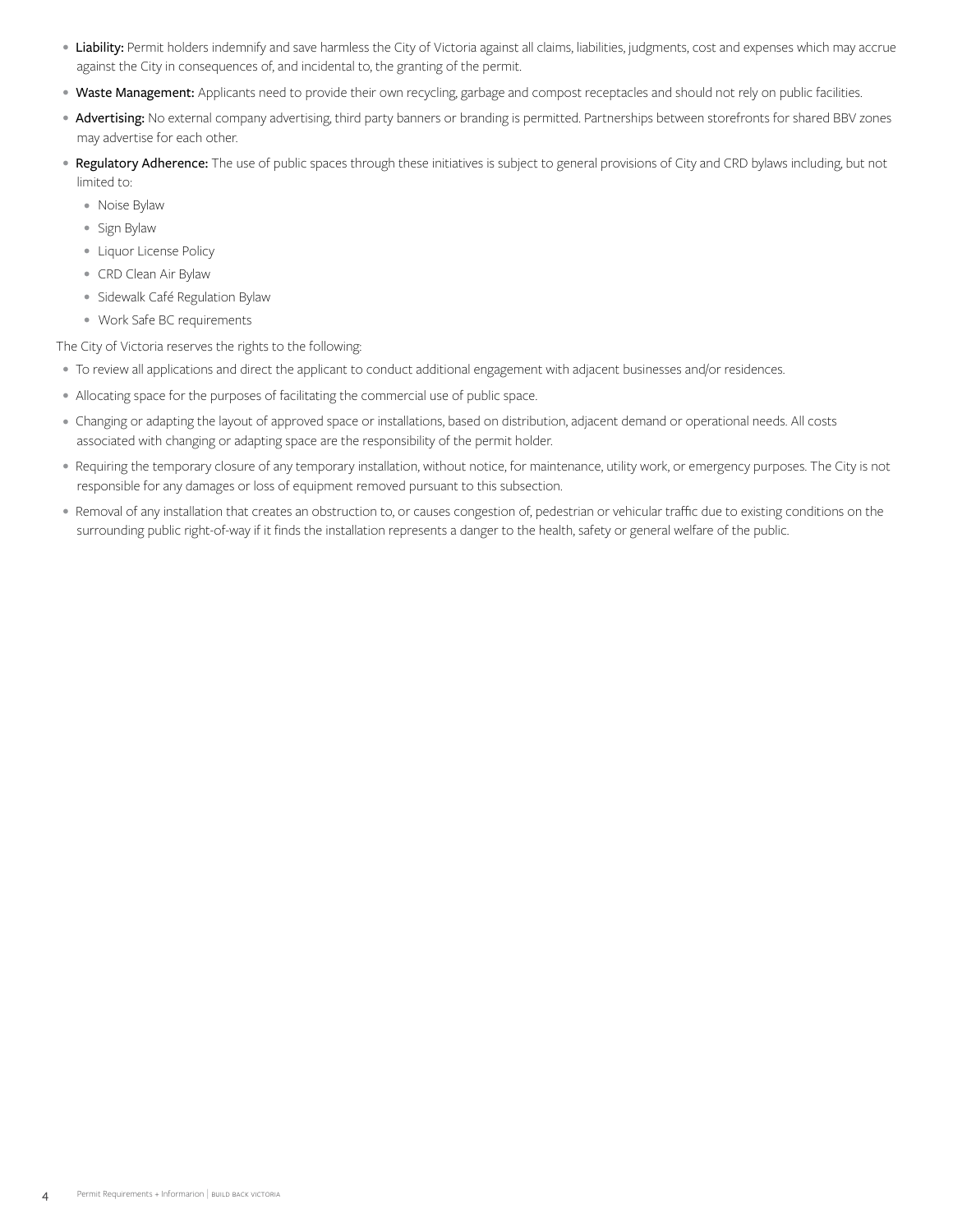- **Liability:** Permit holders indemnify and save harmless the City of Victoria against all claims, liabilities, judgments, cost and expenses which may accrue against the City in consequences of, and incidental to, the granting of the permit.
- **Waste Management:** Applicants need to provide their own recycling, garbage and compost receptacles and should not rely on public facilities.
- **Advertising:** No external company advertising, third party banners or branding is permitted. Partnerships between storefronts for shared BBV zones may advertise for each other.
- **Regulatory Adherence:** The use of public spaces through these initiatives is subject to general provisions of City and CRD bylaws including, but not limited to:
  - Noise Bylaw
  - Sign Bylaw
  - Liquor License Policy
  - CRD Clean Air Bylaw
  - Sidewalk Café Regulation Bylaw
  - Work Safe BC requirements

The City of Victoria reserves the rights to the following:

- To review all applications and direct the applicant to conduct additional engagement with adjacent businesses and/or residences.
- Allocating space for the purposes of facilitating the commercial use of public space.
- Changing or adapting the layout of approved space or installations, based on distribution, adjacent demand or operational needs. All costs associated with changing or adapting space are the responsibility of the permit holder.
- Requiring the temporary closure of any temporary installation, without notice, for maintenance, utility work, or emergency purposes. The City is not responsible for any damages or loss of equipment removed pursuant to this subsection.
- Removal of any installation that creates an obstruction to, or causes congestion of, pedestrian or vehicular traffic due to existing conditions on the surrounding public right-of-way if it finds the installation represents a danger to the health, safety or general welfare of the public.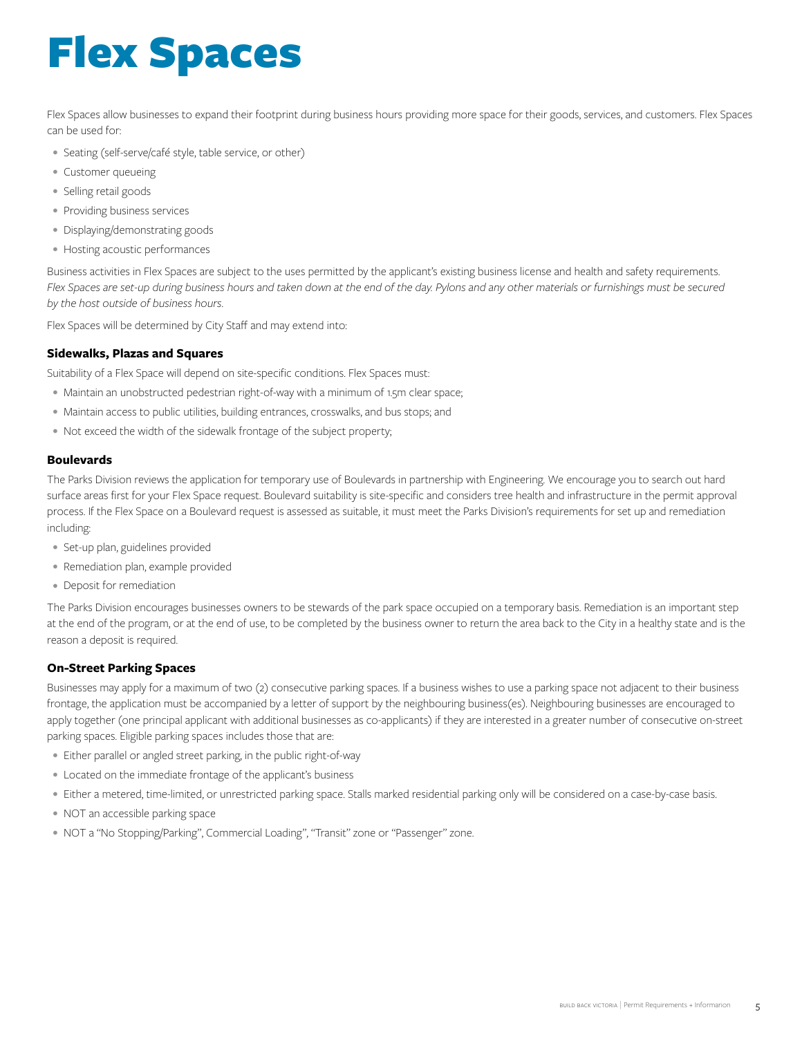# Flex Spaces

Flex Spaces allow businesses to expand their footprint during business hours providing more space for their goods, services, and customers. Flex Spaces can be used for:

- Seating (self-serve/café style, table service, or other)
- Customer queueing
- Selling retail goods
- Providing business services
- Displaying/demonstrating goods
- Hosting acoustic performances

Business activities in Flex Spaces are subject to the uses permitted by the applicant's existing business license and health and safety requirements. *Flex Spaces are set-up during business hours and taken down at the end of the day. Pylons and any other materials or furnishings must be secured by the host outside of business hours.*

Flex Spaces will be determined by City Staff and may extend into:

### Sidewalks, Plazas and Squares

Suitability of a Flex Space will depend on site-specific conditions. Flex Spaces must:

- Maintain an unobstructed pedestrian right-of-way with a minimum of 1.5m clear space;
- Maintain access to public utilities, building entrances, crosswalks, and bus stops; and
- Not exceed the width of the sidewalk frontage of the subject property;

### Boulevards

The Parks Division reviews the application for temporary use of Boulevards in partnership with Engineering. We encourage you to search out hard surface areas first for your Flex Space request. Boulevard suitability is site-specific and considers tree health and infrastructure in the permit approval process. If the Flex Space on a Boulevard request is assessed as suitable, it must meet the Parks Division's requirements for set up and remediation including:

- Set-up plan, guidelines provided
- Remediation plan, example provided
- Deposit for remediation

The Parks Division encourages businesses owners to be stewards of the park space occupied on a temporary basis. Remediation is an important step at the end of the program, or at the end of use, to be completed by the business owner to return the area back to the City in a healthy state and is the reason a deposit is required.

### On-Street Parking Spaces

Businesses may apply for a maximum of two (2) consecutive parking spaces. If a business wishes to use a parking space not adjacent to their business frontage, the application must be accompanied by a letter of support by the neighbouring business(es). Neighbouring businesses are encouraged to apply together (one principal applicant with additional businesses as co-applicants) if they are interested in a greater number of consecutive on-street parking spaces. Eligible parking spaces includes those that are:

- Either parallel or angled street parking, in the public right-of-way
- Located on the immediate frontage of the applicant's business
- Either a metered, time-limited, or unrestricted parking space. Stalls marked residential parking only will be considered on a case-by-case basis.
- NOT an accessible parking space
- NOT a "No Stopping/Parking", Commercial Loading", "Transit" zone or "Passenger" zone.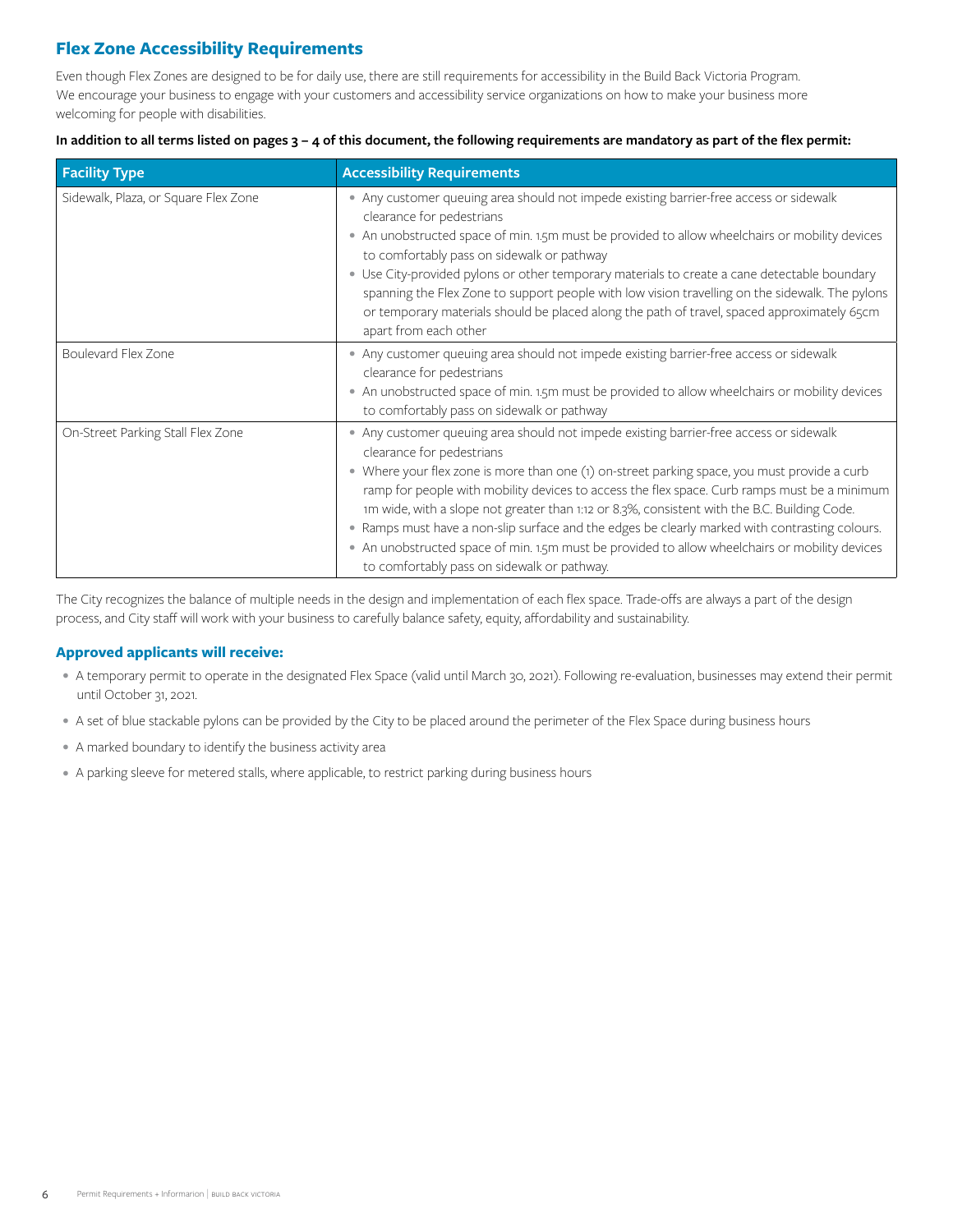## Flex Zone Accessibility Requirements

Even though Flex Zones are designed to be for daily use, there are still requirements for accessibility in the Build Back Victoria Program. We encourage your business to engage with your customers and accessibility service organizations on how to make your business more welcoming for people with disabilities.

**In addition to all terms listed on pages 3 – 4 of this document, the following requirements are mandatory as part of the flex permit:**

| Facility Type | Accessibility Requirements |
|---|---|
| Sidewalk, Plaza, or Square Flex Zone | • Any customer queuing area should not impede existing barrier-free access or sidewalk clearance for pedestrians<br>• An unobstructed space of min. 1.5m must be provided to allow wheelchairs or mobility devices to comfortably pass on sidewalk or pathway<br>• Use City-provided pylons or other temporary materials to create a cane detectable boundary spanning the Flex Zone to support people with low vision travelling on the sidewalk. The pylons or temporary materials should be placed along the path of travel, spaced approximately 65cm apart from each other |
| Boulevard Flex Zone | • Any customer queuing area should not impede existing barrier-free access or sidewalk clearance for pedestrians<br>• An unobstructed space of min. 1.5m must be provided to allow wheelchairs or mobility devices to comfortably pass on sidewalk or pathway |
| On-Street Parking Stall Flex Zone | • Any customer queuing area should not impede existing barrier-free access or sidewalk clearance for pedestrians<br>• Where your flex zone is more than one (1) on-street parking space, you must provide a curb ramp for people with mobility devices to access the flex space. Curb ramps must be a minimum 1m wide, with a slope not greater than 1:12 or 8.3%, consistent with the B.C. Building Code.<br>• Ramps must have a non-slip surface and the edges be clearly marked with contrasting colours.<br>• An unobstructed space of min. 1.5m must be provided to allow wheelchairs or mobility devices to comfortably pass on sidewalk or pathway. |

The City recognizes the balance of multiple needs in the design and implementation of each flex space. Trade-offs are always a part of the design process, and City staff will work with your business to carefully balance safety, equity, affordability and sustainability.

### Approved applicants will receive:

- A temporary permit to operate in the designated Flex Space (valid until March 30, 2021). Following re-evaluation, businesses may extend their permit until October 31, 2021.
- A set of blue stackable pylons can be provided by the City to be placed around the perimeter of the Flex Space during business hours
- A marked boundary to identify the business activity area
- A parking sleeve for metered stalls, where applicable, to restrict parking during business hours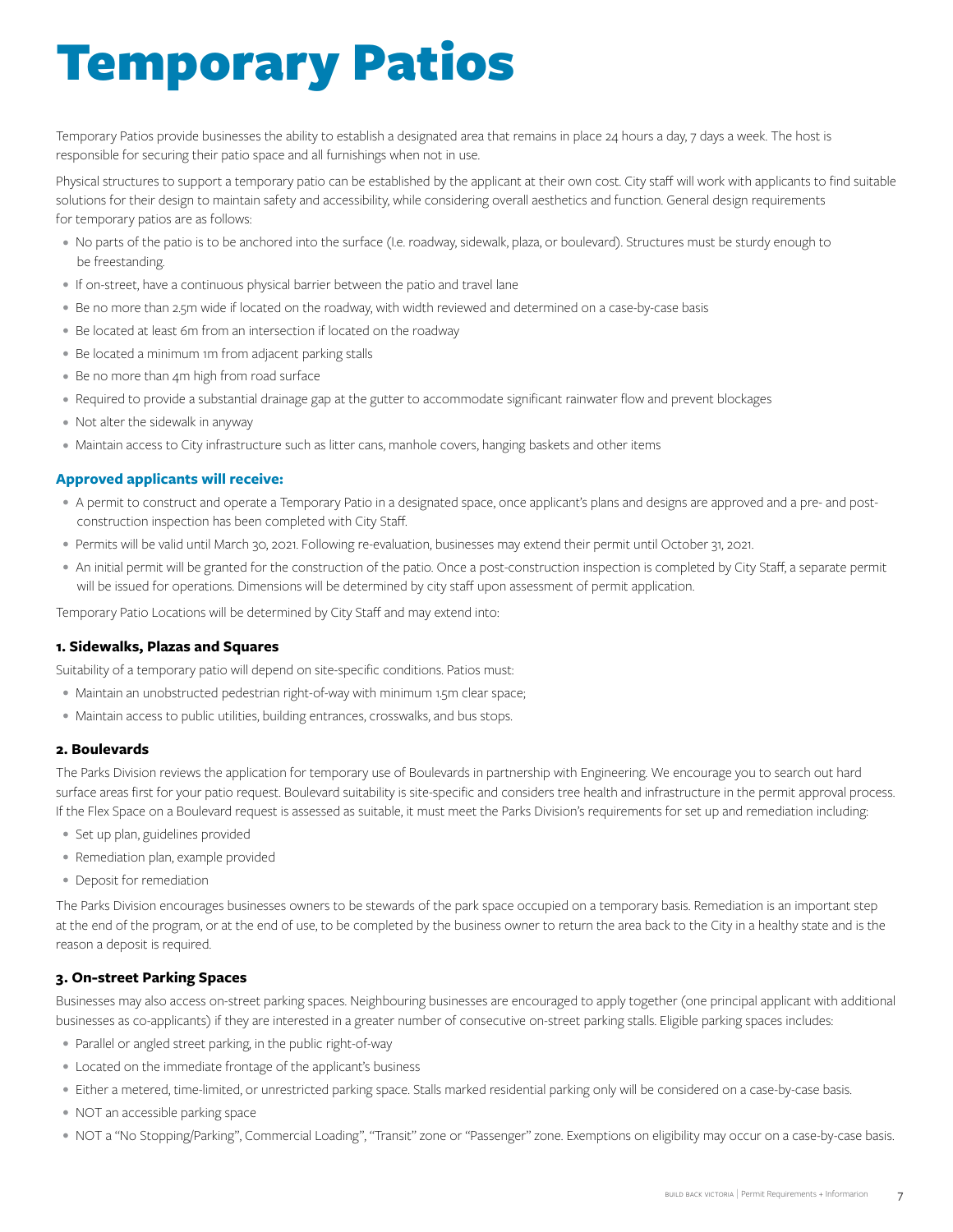# Temporary Patios

Temporary Patios provide businesses the ability to establish a designated area that remains in place 24 hours a day, 7 days a week. The host is responsible for securing their patio space and all furnishings when not in use.

Physical structures to support a temporary patio can be established by the applicant at their own cost. City staff will work with applicants to find suitable solutions for their design to maintain safety and accessibility, while considering overall aesthetics and function. General design requirements for temporary patios are as follows:

- No parts of the patio is to be anchored into the surface (I.e. roadway, sidewalk, plaza, or boulevard). Structures must be sturdy enough to be freestanding.
- If on-street, have a continuous physical barrier between the patio and travel lane
- Be no more than 2.5m wide if located on the roadway, with width reviewed and determined on a case-by-case basis
- Be located at least 6m from an intersection if located on the roadway
- Be located a minimum 1m from adjacent parking stalls
- Be no more than 4m high from road surface
- Required to provide a substantial drainage gap at the gutter to accommodate significant rainwater flow and prevent blockages
- Not alter the sidewalk in anyway
- Maintain access to City infrastructure such as litter cans, manhole covers, hanging baskets and other items

## Approved applicants will receive:

- A permit to construct and operate a Temporary Patio in a designated space, once applicant's plans and designs are approved and a pre- and post-construction inspection has been completed with City Staff.
- Permits will be valid until March 30, 2021. Following re-evaluation, businesses may extend their permit until October 31, 2021.
- An initial permit will be granted for the construction of the patio. Once a post-construction inspection is completed by City Staff, a separate permit will be issued for operations. Dimensions will be determined by city staff upon assessment of permit application.

Temporary Patio Locations will be determined by City Staff and may extend into:

### 1. Sidewalks, Plazas and Squares

Suitability of a temporary patio will depend on site-specific conditions. Patios must:

- Maintain an unobstructed pedestrian right-of-way with minimum 1.5m clear space;
- Maintain access to public utilities, building entrances, crosswalks, and bus stops.

### 2. Boulevards

The Parks Division reviews the application for temporary use of Boulevards in partnership with Engineering. We encourage you to search out hard surface areas first for your patio request. Boulevard suitability is site-specific and considers tree health and infrastructure in the permit approval process. If the Flex Space on a Boulevard request is assessed as suitable, it must meet the Parks Division's requirements for set up and remediation including:

- Set up plan, guidelines provided
- Remediation plan, example provided
- Deposit for remediation

The Parks Division encourages businesses owners to be stewards of the park space occupied on a temporary basis. Remediation is an important step at the end of the program, or at the end of use, to be completed by the business owner to return the area back to the City in a healthy state and is the reason a deposit is required.

### 3. On-street Parking Spaces

Businesses may also access on-street parking spaces. Neighbouring businesses are encouraged to apply together (one principal applicant with additional businesses as co-applicants) if they are interested in a greater number of consecutive on-street parking stalls. Eligible parking spaces includes:

- Parallel or angled street parking, in the public right-of-way
- Located on the immediate frontage of the applicant's business
- Either a metered, time-limited, or unrestricted parking space. Stalls marked residential parking only will be considered on a case-by-case basis.
- NOT an accessible parking space
- NOT a "No Stopping/Parking", Commercial Loading", "Transit" zone or "Passenger" zone. Exemptions on eligibility may occur on a case-by-case basis.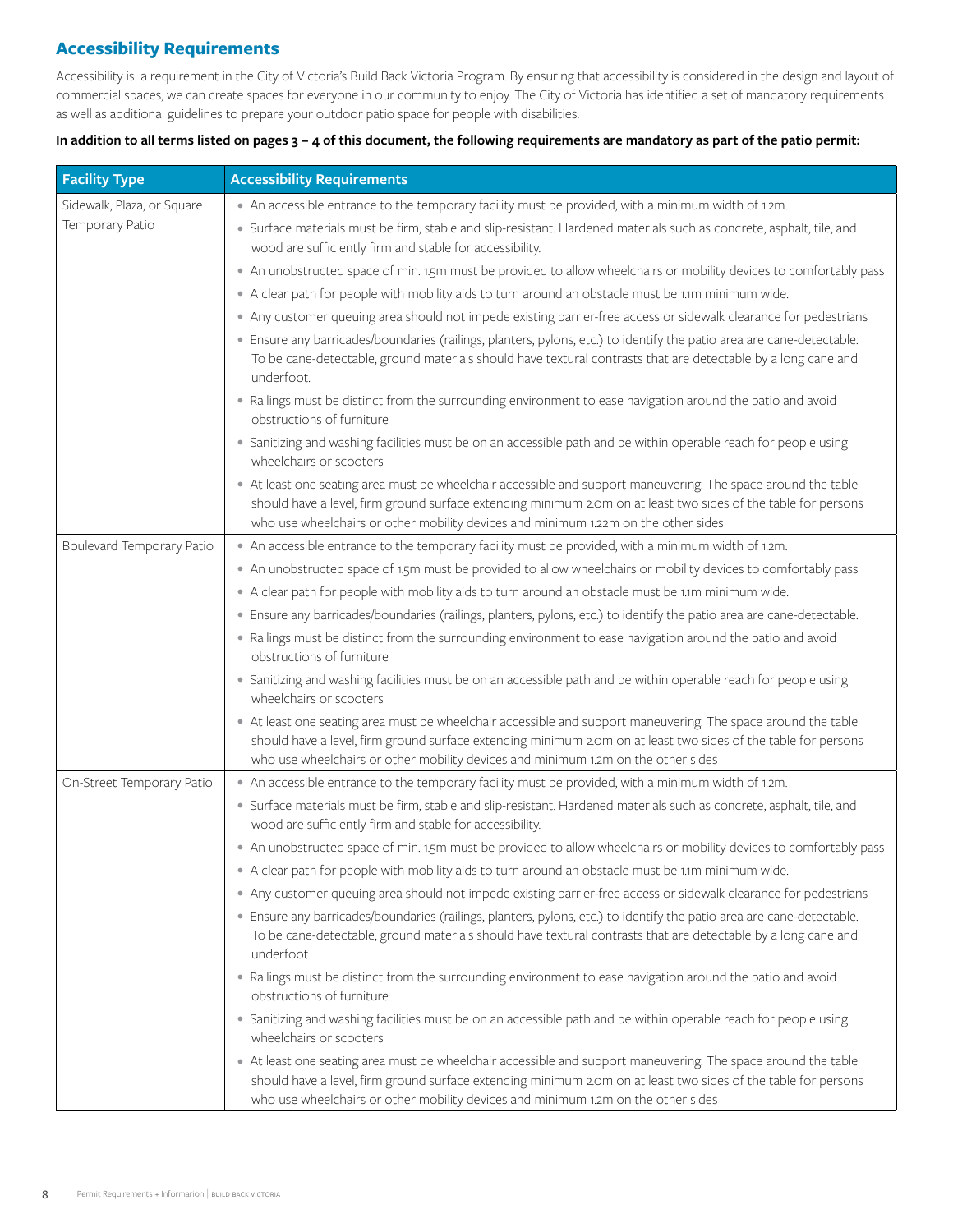## Accessibility Requirements

Accessibility is a requirement in the City of Victoria's Build Back Victoria Program. By ensuring that accessibility is considered in the design and layout of commercial spaces, we can create spaces for everyone in our community to enjoy. The City of Victoria has identified a set of mandatory requirements as well as additional guidelines to prepare your outdoor patio space for people with disabilities.

**In addition to all terms listed on pages 3 – 4 of this document, the following requirements are mandatory as part of the patio permit:**

| Facility Type | Accessibility Requirements |
|---|---|
| Sidewalk, Plaza, or Square Temporary Patio | • An accessible entrance to the temporary facility must be provided, with a minimum width of 1.2m.<br>• Surface materials must be firm, stable and slip-resistant. Hardened materials such as concrete, asphalt, tile, and wood are sufficiently firm and stable for accessibility.<br>• An unobstructed space of min. 1.5m must be provided to allow wheelchairs or mobility devices to comfortably pass<br>• A clear path for people with mobility aids to turn around an obstacle must be 1.1m minimum wide.<br>• Any customer queuing area should not impede existing barrier-free access or sidewalk clearance for pedestrians<br>• Ensure any barricades/boundaries (railings, planters, pylons, etc.) to identify the patio area are cane-detectable. To be cane-detectable, ground materials should have textural contrasts that are detectable by a long cane and underfoot.<br>• Railings must be distinct from the surrounding environment to ease navigation around the patio and avoid obstructions of furniture<br>• Sanitizing and washing facilities must be on an accessible path and be within operable reach for people using wheelchairs or scooters<br>• At least one seating area must be wheelchair accessible and support maneuvering. The space around the table should have a level, firm ground surface extending minimum 2.0m on at least two sides of the table for persons who use wheelchairs or other mobility devices and minimum 1.22m on the other sides |
| Boulevard Temporary Patio | • An accessible entrance to the temporary facility must be provided, with a minimum width of 1.2m.<br>• An unobstructed space of 1.5m must be provided to allow wheelchairs or mobility devices to comfortably pass<br>• A clear path for people with mobility aids to turn around an obstacle must be 1.1m minimum wide.<br>• Ensure any barricades/boundaries (railings, planters, pylons, etc.) to identify the patio area are cane-detectable.<br>• Railings must be distinct from the surrounding environment to ease navigation around the patio and avoid obstructions of furniture<br>• Sanitizing and washing facilities must be on an accessible path and be within operable reach for people using wheelchairs or scooters<br>• At least one seating area must be wheelchair accessible and support maneuvering. The space around the table should have a level, firm ground surface extending minimum 2.0m on at least two sides of the table for persons who use wheelchairs or other mobility devices and minimum 1.2m on the other sides |
| On-Street Temporary Patio | • An accessible entrance to the temporary facility must be provided, with a minimum width of 1.2m.<br>• Surface materials must be firm, stable and slip-resistant. Hardened materials such as concrete, asphalt, tile, and wood are sufficiently firm and stable for accessibility.<br>• An unobstructed space of min. 1.5m must be provided to allow wheelchairs or mobility devices to comfortably pass<br>• A clear path for people with mobility aids to turn around an obstacle must be 1.1m minimum wide.<br>• Any customer queuing area should not impede existing barrier-free access or sidewalk clearance for pedestrians<br>• Ensure any barricades/boundaries (railings, planters, pylons, etc.) to identify the patio area are cane-detectable. To be cane-detectable, ground materials should have textural contrasts that are detectable by a long cane and underfoot<br>• Railings must be distinct from the surrounding environment to ease navigation around the patio and avoid obstructions of furniture<br>• Sanitizing and washing facilities must be on an accessible path and be within operable reach for people using wheelchairs or scooters<br>• At least one seating area must be wheelchair accessible and support maneuvering. The space around the table should have a level, firm ground surface extending minimum 2.0m on at least two sides of the table for persons who use wheelchairs or other mobility devices and minimum 1.2m on the other sides |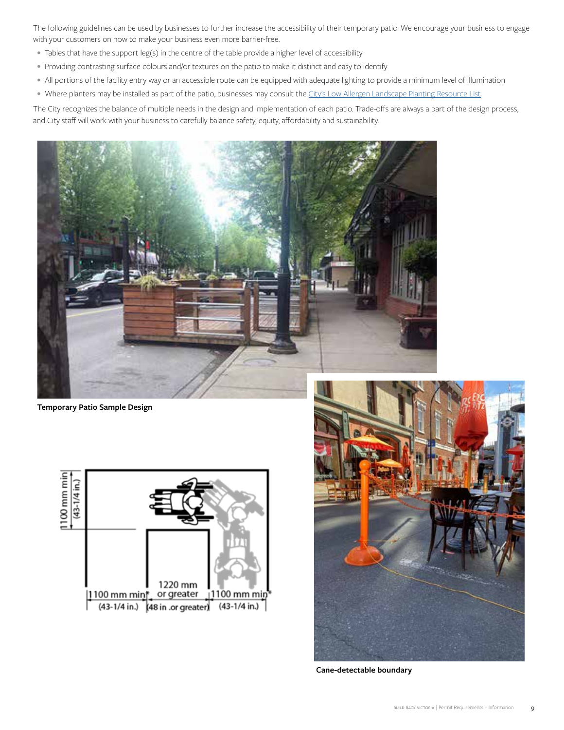The following guidelines can be used by businesses to further increase the accessibility of their temporary patio. We encourage your business to engage with your customers on how to make your business even more barrier-free.

- Tables that have the support leg(s) in the centre of the table provide a higher level of accessibility
- Providing contrasting surface colours and/or textures on the patio to make it distinct and easy to identify
- All portions of the facility entry way or an accessible route can be equipped with adequate lighting to provide a minimum level of illumination
- Where planters may be installed as part of the patio, businesses may consult the [City's Low Allergen Landscape Planting Resource List]()

The City recognizes the balance of multiple needs in the design and implementation of each patio. Trade-offs are always a part of the design process, and City staff will work with your business to carefully balance safety, equity, affordability and sustainability.

**Temporary Patio Sample Design**

1100 mm min (43-1/4 in.)

1100 mm min (43-1/4 in.)

1220 mm or greater (48 in .or greater)

1100 mm min* (43-1/4 in.)

**Cane-detectable boundary**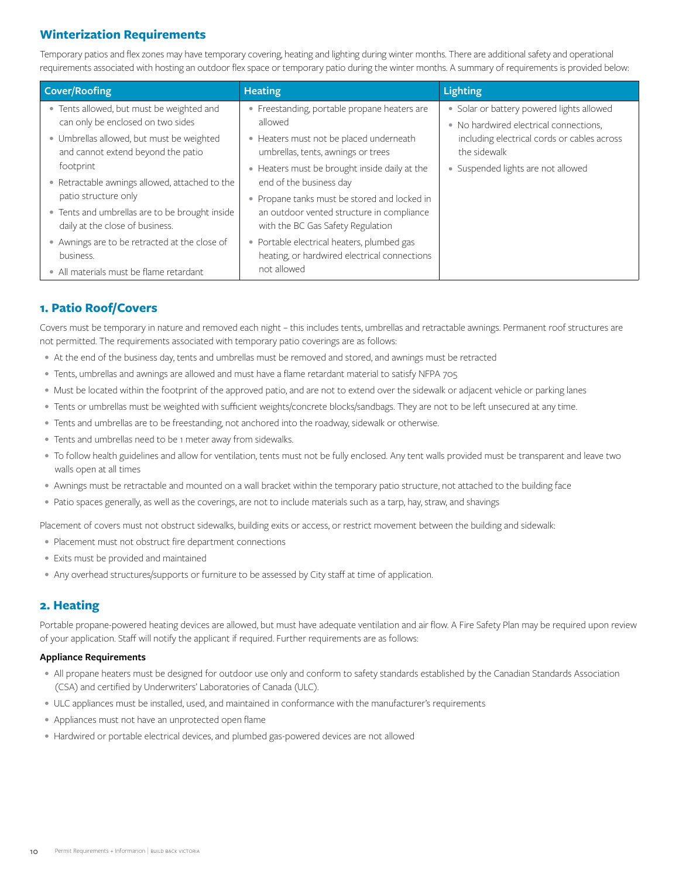## Winterization Requirements

Temporary patios and flex zones may have temporary covering, heating and lighting during winter months. There are additional safety and operational requirements associated with hosting an outdoor flex space or temporary patio during the winter months. A summary of requirements is provided below:

| Cover/Roofing | Heating | Lighting |
|---|---|---|
| • Tents allowed, but must be weighted and can only be enclosed on two sides<br>• Umbrellas allowed, but must be weighted and cannot extend beyond the patio footprint<br>• Retractable awnings allowed, attached to the patio structure only<br>• Tents and umbrellas are to be brought inside daily at the close of business.<br>• Awnings are to be retracted at the close of business.<br>• All materials must be flame retardant | • Freestanding, portable propane heaters are allowed<br>• Heaters must not be placed underneath umbrellas, tents, awnings or trees<br>• Heaters must be brought inside daily at the end of the business day<br>• Propane tanks must be stored and locked in an outdoor vented structure in compliance with the BC Gas Safety Regulation<br>• Portable electrical heaters, plumbed gas heating, or hardwired electrical connections not allowed | • Solar or battery powered lights allowed<br>• No hardwired electrical connections, including electrical cords or cables across the sidewalk<br>• Suspended lights are not allowed |

## 1. Patio Roof/Covers

Covers must be temporary in nature and removed each night – this includes tents, umbrellas and retractable awnings. Permanent roof structures are not permitted. The requirements associated with temporary patio coverings are as follows:

- At the end of the business day, tents and umbrellas must be removed and stored, and awnings must be retracted
- Tents, umbrellas and awnings are allowed and must have a flame retardant material to satisfy NFPA 705
- Must be located within the footprint of the approved patio, and are not to extend over the sidewalk or adjacent vehicle or parking lanes
- Tents or umbrellas must be weighted with sufficient weights/concrete blocks/sandbags. They are not to be left unsecured at any time.
- Tents and umbrellas are to be freestanding, not anchored into the roadway, sidewalk or otherwise.
- Tents and umbrellas need to be 1 meter away from sidewalks.
- To follow health guidelines and allow for ventilation, tents must not be fully enclosed. Any tent walls provided must be transparent and leave two walls open at all times
- Awnings must be retractable and mounted on a wall bracket within the temporary patio structure, not attached to the building face
- Patio spaces generally, as well as the coverings, are not to include materials such as a tarp, hay, straw, and shavings

Placement of covers must not obstruct sidewalks, building exits or access, or restrict movement between the building and sidewalk:

- Placement must not obstruct fire department connections
- Exits must be provided and maintained
- Any overhead structures/supports or furniture to be assessed by City staff at time of application.

## 2. Heating

Portable propane-powered heating devices are allowed, but must have adequate ventilation and air flow. A Fire Safety Plan may be required upon review of your application. Staff will notify the applicant if required. Further requirements are as follows:

**Appliance Requirements**

- All propane heaters must be designed for outdoor use only and conform to safety standards established by the Canadian Standards Association (CSA) and certified by Underwriters' Laboratories of Canada (ULC).
- ULC appliances must be installed, used, and maintained in conformance with the manufacturer's requirements
- Appliances must not have an unprotected open flame
- Hardwired or portable electrical devices, and plumbed gas-powered devices are not allowed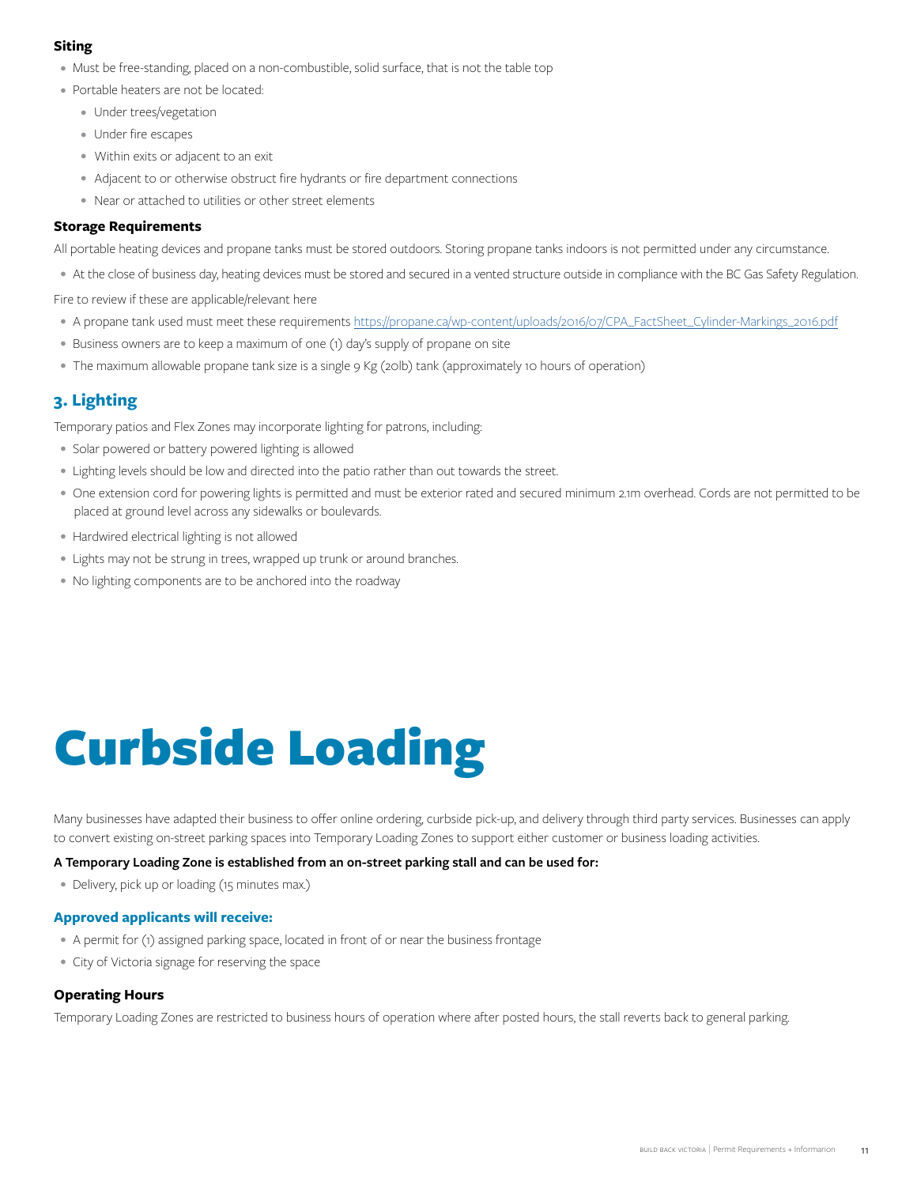### Siting

- Must be free-standing, placed on a non-combustible, solid surface, that is not the table top
- Portable heaters are not be located:
  - Under trees/vegetation
  - Under fire escapes
  - Within exits or adjacent to an exit
  - Adjacent to or otherwise obstruct fire hydrants or fire department connections
  - Near or attached to utilities or other street elements

### Storage Requirements

All portable heating devices and propane tanks must be stored outdoors. Storing propane tanks indoors is not permitted under any circumstance.

- At the close of business day, heating devices must be stored and secured in a vented structure outside in compliance with the BC Gas Safety Regulation.

Fire to review if these are applicable/relevant here

- A propane tank used must meet these requirements https://propane.ca/wp-content/uploads/2016/07/CPA_FactSheet_Cylinder-Markings_2016.pdf
- Business owners are to keep a maximum of one (1) day's supply of propane on site
- The maximum allowable propane tank size is a single 9 Kg (20lb) tank (approximately 10 hours of operation)

## 3. Lighting

Temporary patios and Flex Zones may incorporate lighting for patrons, including:

- Solar powered or battery powered lighting is allowed
- Lighting levels should be low and directed into the patio rather than out towards the street.
- One extension cord for powering lights is permitted and must be exterior rated and secured minimum 2.1m overhead. Cords are not permitted to be placed at ground level across any sidewalks or boulevards.
- Hardwired electrical lighting is not allowed
- Lights may not be strung in trees, wrapped up trunk or around branches.
- No lighting components are to be anchored into the roadway

# Curbside Loading

Many businesses have adapted their business to offer online ordering, curbside pick-up, and delivery through third party services. Businesses can apply to convert existing on-street parking spaces into Temporary Loading Zones to support either customer or business loading activities.

**A Temporary Loading Zone is established from an on-street parking stall and can be used for:**

- Delivery, pick up or loading (15 minutes max.)

### Approved applicants will receive:

- A permit for (1) assigned parking space, located in front of or near the business frontage
- City of Victoria signage for reserving the space

### Operating Hours

Temporary Loading Zones are restricted to business hours of operation where after posted hours, the stall reverts back to general parking.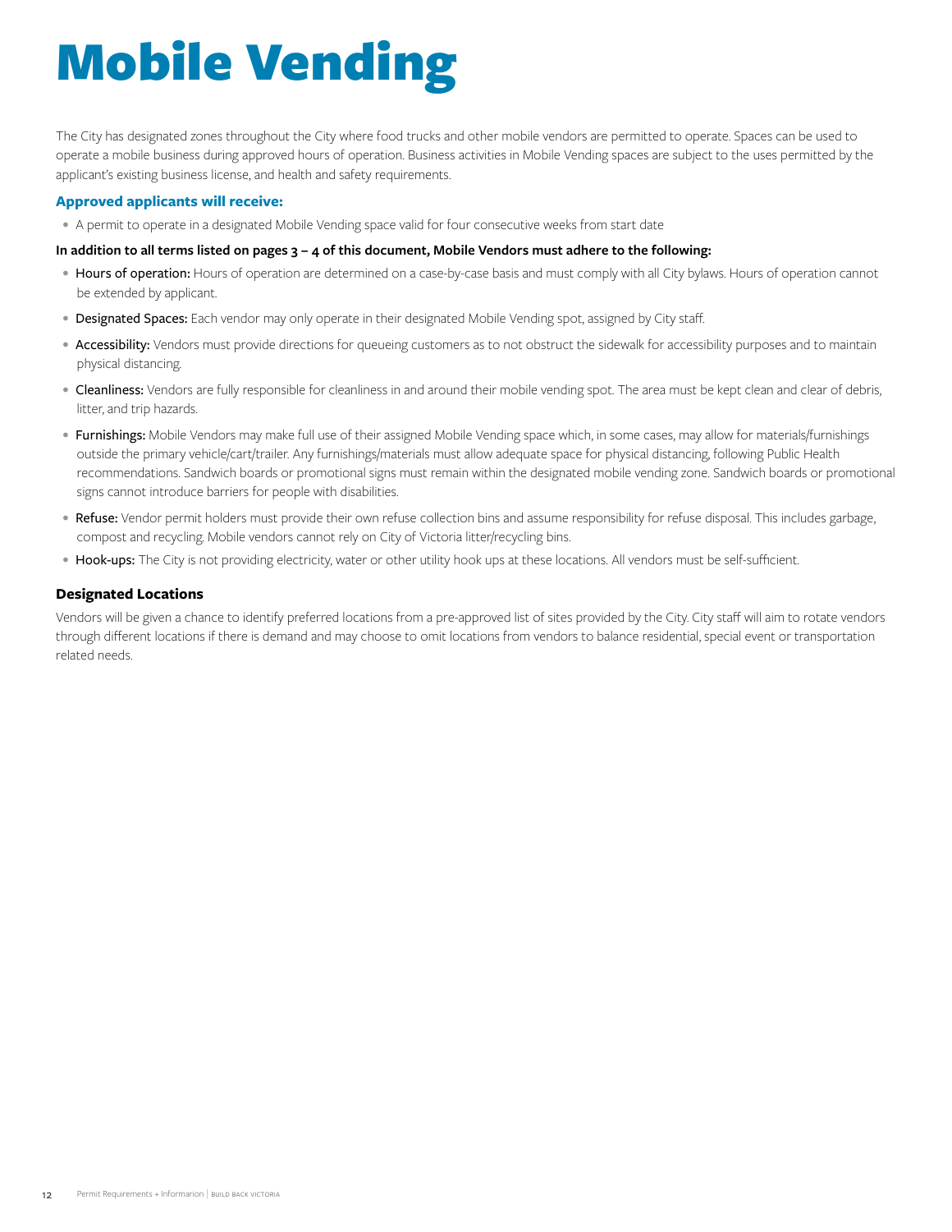# Mobile Vending

The City has designated zones throughout the City where food trucks and other mobile vendors are permitted to operate. Spaces can be used to operate a mobile business during approved hours of operation. Business activities in Mobile Vending spaces are subject to the uses permitted by the applicant's existing business license, and health and safety requirements.

### Approved applicants will receive:

- A permit to operate in a designated Mobile Vending space valid for four consecutive weeks from start date

**In addition to all terms listed on pages 3 – 4 of this document, Mobile Vendors must adhere to the following:**

- Hours of operation: Hours of operation are determined on a case-by-case basis and must comply with all City bylaws. Hours of operation cannot be extended by applicant.
- Designated Spaces: Each vendor may only operate in their designated Mobile Vending spot, assigned by City staff.
- Accessibility: Vendors must provide directions for queueing customers as to not obstruct the sidewalk for accessibility purposes and to maintain physical distancing.
- Cleanliness: Vendors are fully responsible for cleanliness in and around their mobile vending spot. The area must be kept clean and clear of debris, litter, and trip hazards.
- Furnishings: Mobile Vendors may make full use of their assigned Mobile Vending space which, in some cases, may allow for materials/furnishings outside the primary vehicle/cart/trailer. Any furnishings/materials must allow adequate space for physical distancing, following Public Health recommendations. Sandwich boards or promotional signs must remain within the designated mobile vending zone. Sandwich boards or promotional signs cannot introduce barriers for people with disabilities.
- Refuse: Vendor permit holders must provide their own refuse collection bins and assume responsibility for refuse disposal. This includes garbage, compost and recycling. Mobile vendors cannot rely on City of Victoria litter/recycling bins.
- Hook-ups: The City is not providing electricity, water or other utility hook ups at these locations. All vendors must be self-sufficient.

### Designated Locations

Vendors will be given a chance to identify preferred locations from a pre-approved list of sites provided by the City. City staff will aim to rotate vendors through different locations if there is demand and may choose to omit locations from vendors to balance residential, special event or transportation related needs.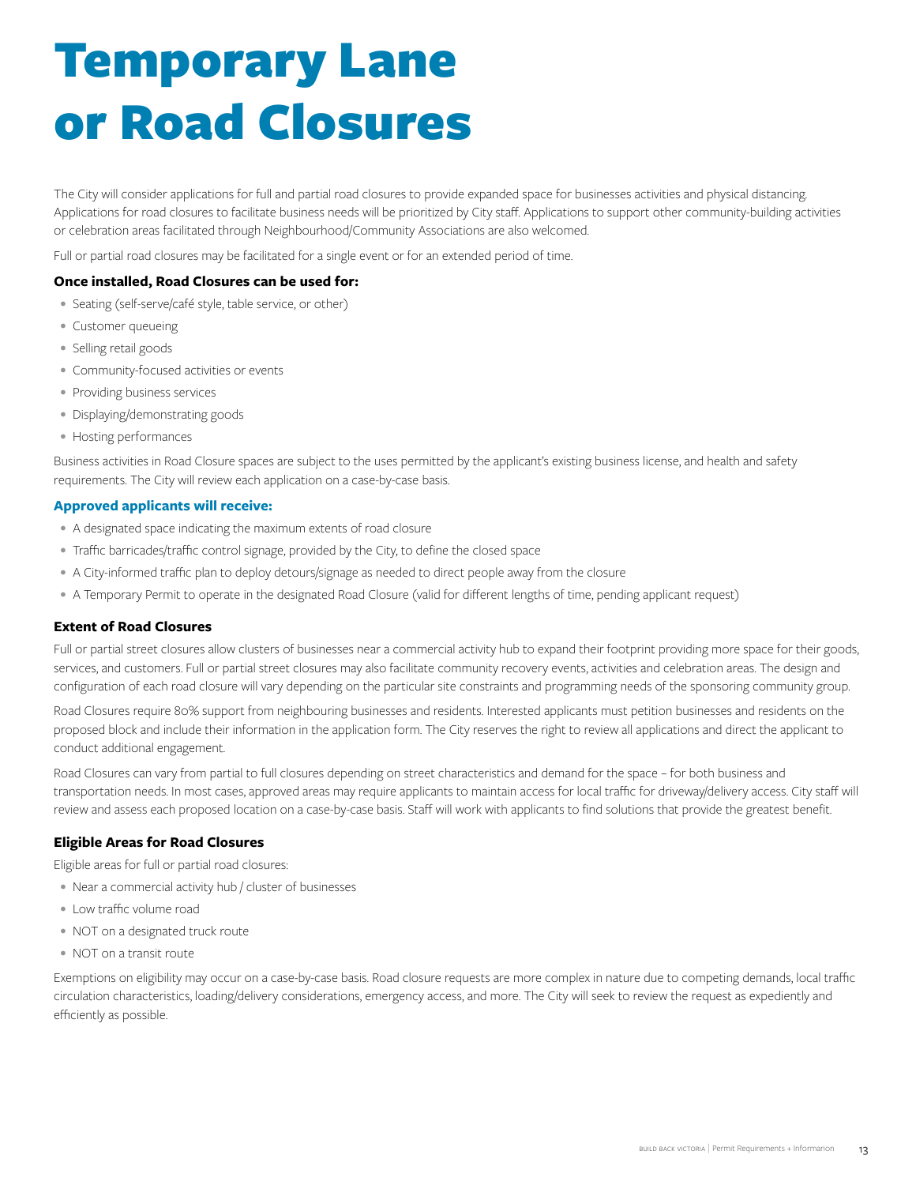# Temporary Lane or Road Closures

The City will consider applications for full and partial road closures to provide expanded space for businesses activities and physical distancing. Applications for road closures to facilitate business needs will be prioritized by City staff. Applications to support other community-building activities or celebration areas facilitated through Neighbourhood/Community Associations are also welcomed.

Full or partial road closures may be facilitated for a single event or for an extended period of time.

### Once installed, Road Closures can be used for:

- Seating (self-serve/café style, table service, or other)
- Customer queueing
- Selling retail goods
- Community-focused activities or events
- Providing business services
- Displaying/demonstrating goods
- Hosting performances

Business activities in Road Closure spaces are subject to the uses permitted by the applicant's existing business license, and health and safety requirements. The City will review each application on a case-by-case basis.

### Approved applicants will receive:

- A designated space indicating the maximum extents of road closure
- Traffic barricades/traffic control signage, provided by the City, to define the closed space
- A City-informed traffic plan to deploy detours/signage as needed to direct people away from the closure
- A Temporary Permit to operate in the designated Road Closure (valid for different lengths of time, pending applicant request)

### Extent of Road Closures

Full or partial street closures allow clusters of businesses near a commercial activity hub to expand their footprint providing more space for their goods, services, and customers. Full or partial street closures may also facilitate community recovery events, activities and celebration areas. The design and configuration of each road closure will vary depending on the particular site constraints and programming needs of the sponsoring community group.

Road Closures require 80% support from neighbouring businesses and residents. Interested applicants must petition businesses and residents on the proposed block and include their information in the application form. The City reserves the right to review all applications and direct the applicant to conduct additional engagement.

Road Closures can vary from partial to full closures depending on street characteristics and demand for the space – for both business and transportation needs. In most cases, approved areas may require applicants to maintain access for local traffic for driveway/delivery access. City staff will review and assess each proposed location on a case-by-case basis. Staff will work with applicants to find solutions that provide the greatest benefit.

### Eligible Areas for Road Closures

Eligible areas for full or partial road closures:

- Near a commercial activity hub / cluster of businesses
- Low traffic volume road
- NOT on a designated truck route
- NOT on a transit route

Exemptions on eligibility may occur on a case-by-case basis. Road closure requests are more complex in nature due to competing demands, local traffic circulation characteristics, loading/delivery considerations, emergency access, and more. The City will seek to review the request as expediently and efficiently as possible.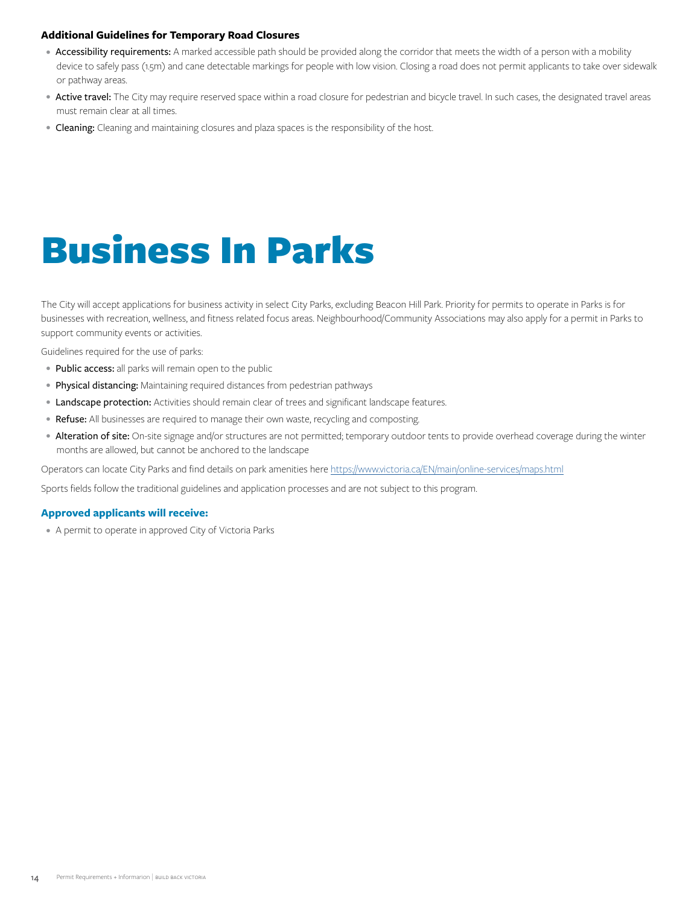### Additional Guidelines for Temporary Road Closures

- **Accessibility requirements:** A marked accessible path should be provided along the corridor that meets the width of a person with a mobility device to safely pass (1.5m) and cane detectable markings for people with low vision. Closing a road does not permit applicants to take over sidewalk or pathway areas.
- **Active travel:** The City may require reserved space within a road closure for pedestrian and bicycle travel. In such cases, the designated travel areas must remain clear at all times.
- **Cleaning:** Cleaning and maintaining closures and plaza spaces is the responsibility of the host.

# Business In Parks

The City will accept applications for business activity in select City Parks, excluding Beacon Hill Park. Priority for permits to operate in Parks is for businesses with recreation, wellness, and fitness related focus areas. Neighbourhood/Community Associations may also apply for a permit in Parks to support community events or activities.

Guidelines required for the use of parks:

- **Public access:** all parks will remain open to the public
- **Physical distancing:** Maintaining required distances from pedestrian pathways
- **Landscape protection:** Activities should remain clear of trees and significant landscape features.
- **Refuse:** All businesses are required to manage their own waste, recycling and composting.
- **Alteration of site:** On-site signage and/or structures are not permitted; temporary outdoor tents to provide overhead coverage during the winter months are allowed, but cannot be anchored to the landscape

Operators can locate City Parks and find details on park amenities here https://www.victoria.ca/EN/main/online-services/maps.html

Sports fields follow the traditional guidelines and application processes and are not subject to this program.

### Approved applicants will receive:

- A permit to operate in approved City of Victoria Parks